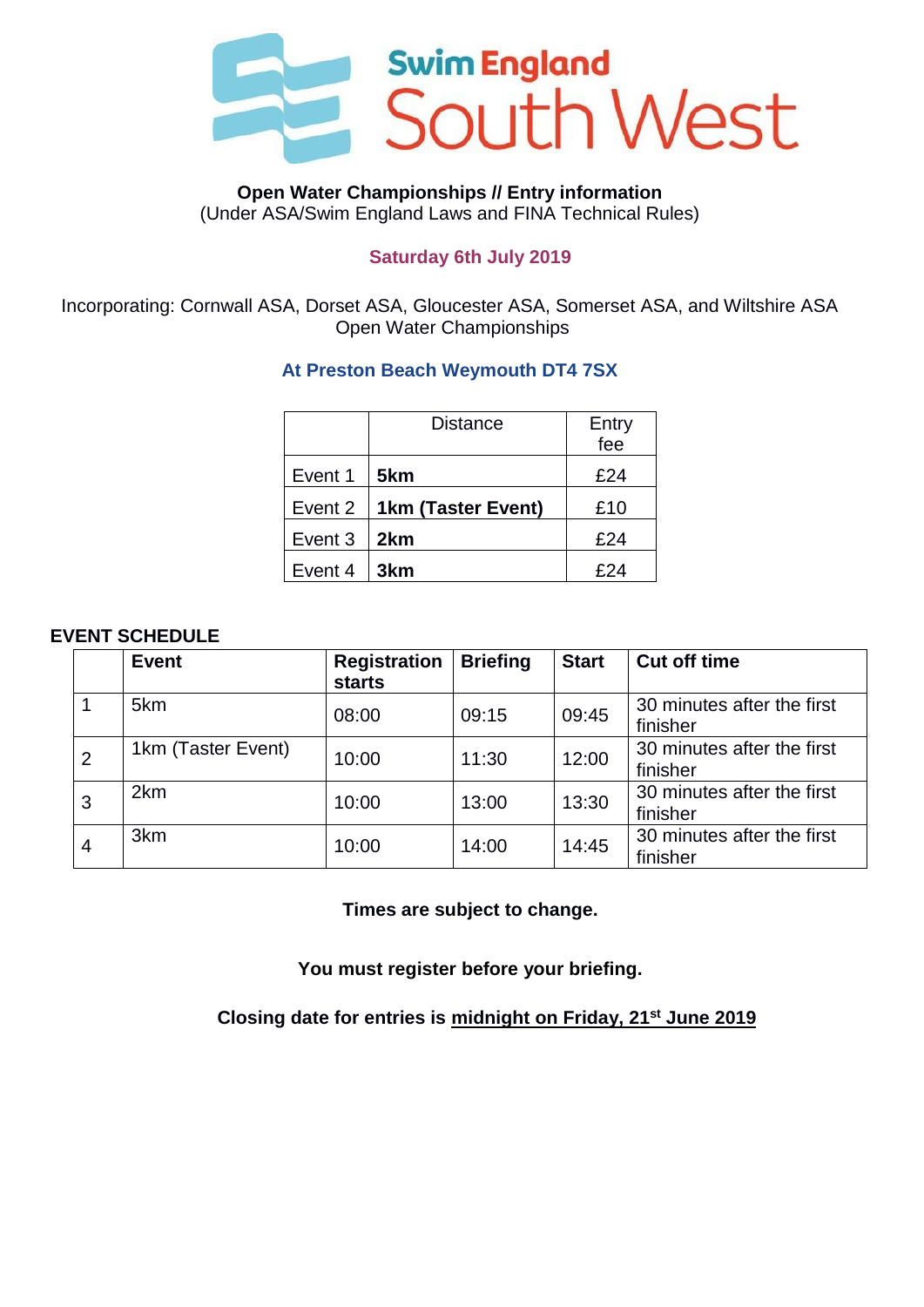# Swim England South West

**Open Water Championships // Entry information**
(Under ASA/Swim England Laws and FINA Technical Rules)

**Saturday 6th July 2019**

Incorporating: Cornwall ASA, Dorset ASA, Gloucester ASA, Somerset ASA, and Wiltshire ASA Open Water Championships

**At Preston Beach Weymouth DT4 7SX**

| | Distance | Entry fee |
|---|---|---|
| Event 1 | **5km** | £24 |
| Event 2 | **1km (Taster Event)** | £10 |
| Event 3 | **2km** | £24 |
| Event 4 | **3km** | £24 |

**EVENT SCHEDULE**

| | **Event** | **Registration starts** | **Briefing** | **Start** | **Cut off time** |
|---|---|---|---|---|---|
| 1 | 5km | 08:00 | 09:15 | 09:45 | 30 minutes after the first finisher |
| 2 | 1km (Taster Event) | 10:00 | 11:30 | 12:00 | 30 minutes after the first finisher |
| 3 | 2km | 10:00 | 13:00 | 13:30 | 30 minutes after the first finisher |
| 4 | 3km | 10:00 | 14:00 | 14:45 | 30 minutes after the first finisher |

**Times are subject to change.**

**You must register before your briefing.**

**Closing date for entries is midnight on Friday, 21st June 2019**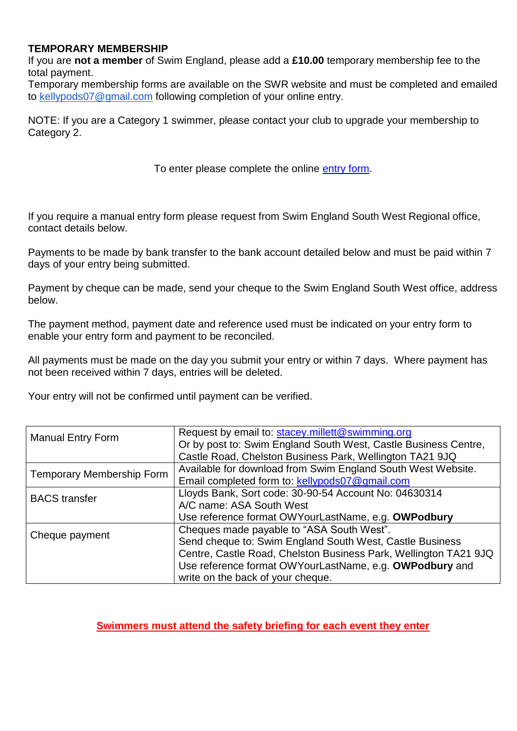**TEMPORARY MEMBERSHIP**

If you are **not a member** of Swim England, please add a **£10.00** temporary membership fee to the total payment.

Temporary membership forms are available on the SWR website and must be completed and emailed to kellypods07@gmail.com following completion of your online entry.

NOTE: If you are a Category 1 swimmer, please contact your club to upgrade your membership to Category 2.

To enter please complete the online entry form.

If you require a manual entry form please request from Swim England South West Regional office, contact details below.

Payments to be made by bank transfer to the bank account detailed below and must be paid within 7 days of your entry being submitted.

Payment by cheque can be made, send your cheque to the Swim England South West office, address below.

The payment method, payment date and reference used must be indicated on your entry form to enable your entry form and payment to be reconciled.

All payments must be made on the day you submit your entry or within 7 days. Where payment has not been received within 7 days, entries will be deleted.

Your entry will not be confirmed until payment can be verified.

| | |
|---|---|
| Manual Entry Form | Request by email to: stacey.millett@swimming.org<br>Or by post to: Swim England South West, Castle Business Centre, Castle Road, Chelston Business Park, Wellington TA21 9JQ |
| Temporary Membership Form | Available for download from Swim England South West Website.<br>Email completed form to: kellypods07@gmail.com |
| BACS transfer | Lloyds Bank, Sort code: 30-90-54 Account No: 04630314<br>A/C name: ASA South West<br>Use reference format OWYourLastName, e.g. **OWPodbury** |
| Cheque payment | Cheques made payable to "ASA South West".<br>Send cheque to: Swim England South West, Castle Business Centre, Castle Road, Chelston Business Park, Wellington TA21 9JQ<br>Use reference format OWYourLastName, e.g. **OWPodbury** and write on the back of your cheque. |

**Swimmers must attend the safety briefing for each event they enter**